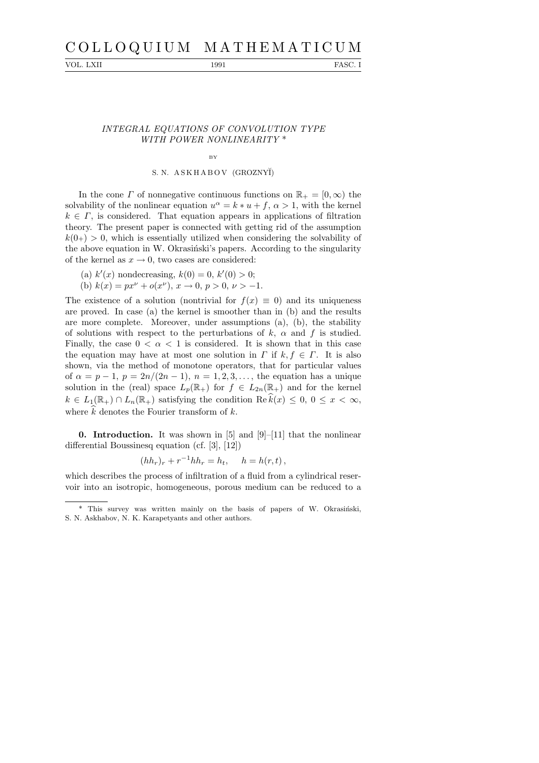# INTEGRAL EQUATIONS OF CONVOLUTION TYPE WITH POWER NONLINEARITY *

BY

S. N. ASKHABOV (GROZNYĬ)

In the cone $\Gamma$ of nonnegative continuous functions on $\mathbb{R}_+ = [0, \infty)$ the solvability of the nonlinear equation $u^\alpha = k * u + f$, $\alpha > 1$, with the kernel $k \in \Gamma$, is considered. That equation appears in applications of filtration theory. The present paper is connected with getting rid of the assumption $k(0_+) > 0$, which is essentially utilized when considering the solvability of the above equation in W. Okrasiński's papers. According to the singularity of the kernel as $x \to 0$, two cases are considered:

(a) $k'(x)$ nondecreasing, $k(0) = 0$, $k'(0) > 0$;

(b) $k(x) = px^\nu + o(x^\nu)$, $x \to 0$, $p > 0$, $\nu > -1$.

The existence of a solution (nontrivial for $f(x) \equiv 0$) and its uniqueness are proved. In case (a) the kernel is smoother than in (b) and the results are more complete. Moreover, under assumptions (a), (b), the stability of solutions with respect to the perturbations of $k$, $\alpha$ and $f$ is studied. Finally, the case $0 < \alpha < 1$ is considered. It is shown that in this case the equation may have at most one solution in $\Gamma$ if $k, f \in \Gamma$. It is also shown, via the method of monotone operators, that for particular values of $\alpha = p - 1$, $p = 2n/(2n-1)$, $n = 1, 2, 3, \ldots$, the equation has a unique solution in the (real) space $L_p(\mathbb{R}_+)$ for $f \in L_{2n}(\mathbb{R}_+)$ and for the kernel $k \in L_1(\mathbb{R}_+) \cap L_n(\mathbb{R}_+)$ satisfying the condition $\operatorname{Re} \widehat{k}(x) \le 0$, $0 \le x < \infty$, where $\widehat{k}$ denotes the Fourier transform of $k$.

**0. Introduction.** It was shown in [5] and [9]–[11] that the nonlinear differential Boussinesq equation (cf. [3], [12])

$$(hh_r)_r + r^{-1}hh_r = h_t, \quad h = h(r,t),$$

which describes the process of infiltration of a fluid from a cylindrical reservoir into an isotropic, homogeneous, porous medium can be reduced to a

---

\* This survey was written mainly on the basis of papers of W. Okrasiński, S. N. Askhabov, N. K. Karapetyants and other authors.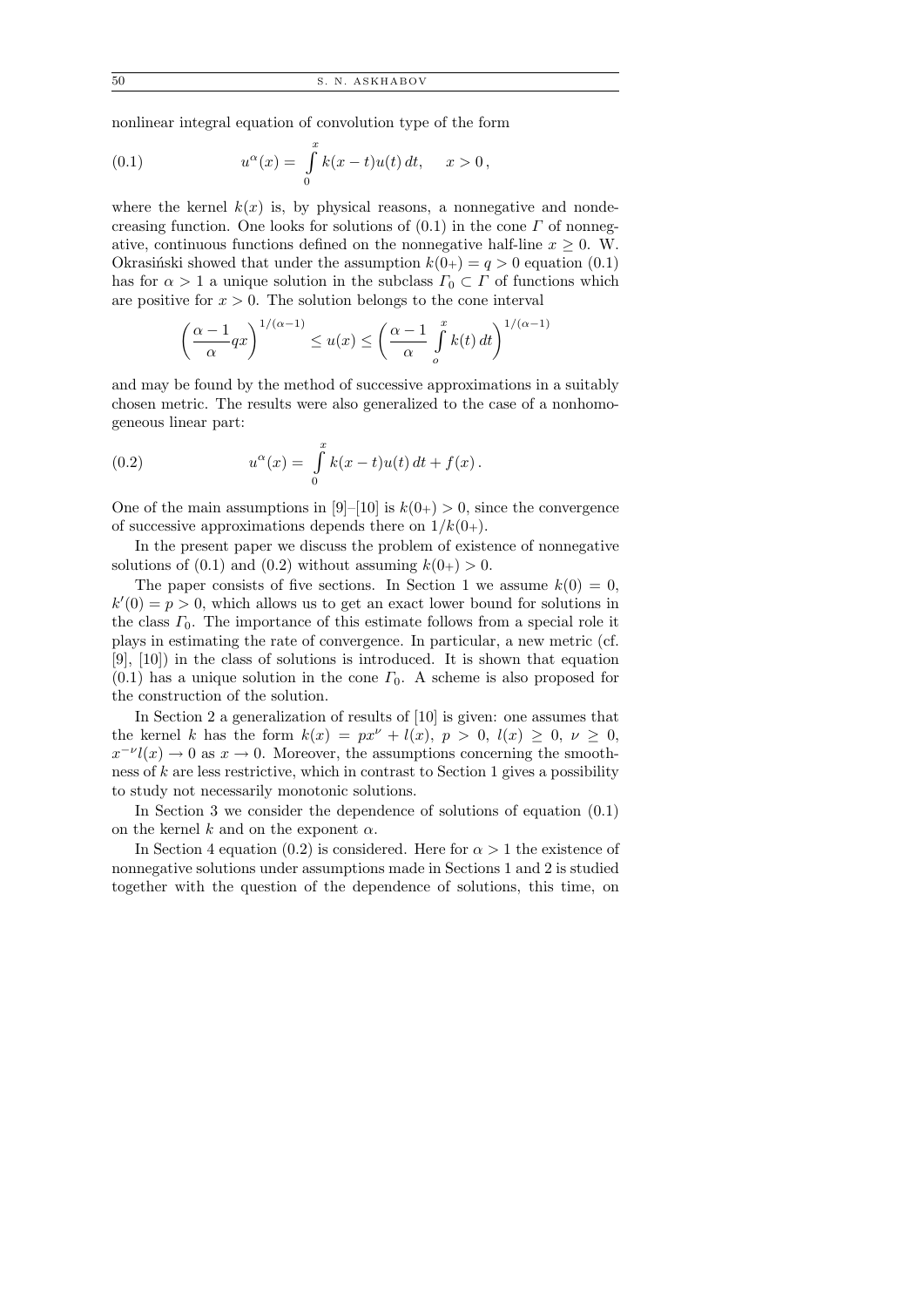nonlinear integral equation of convolution type of the form

$$u^{\alpha}(x) = \int_0^x k(x-t)u(t)\,dt, \quad x > 0\,, \tag{0.1}$$

where the kernel $k(x)$ is, by physical reasons, a nonnegative and nondecreasing function. One looks for solutions of (0.1) in the cone $\Gamma$ of nonnegative, continuous functions defined on the nonnegative half-line $x \geq 0$. W. Okrasiński showed that under the assumption $k(0+) = q > 0$ equation (0.1) has for $\alpha > 1$ a unique solution in the subclass $\Gamma_0 \subset \Gamma$ of functions which are positive for $x > 0$. The solution belongs to the cone interval

$$\left(\frac{\alpha-1}{\alpha}qx\right)^{1/(\alpha-1)} \leq u(x) \leq \left(\frac{\alpha-1}{\alpha}\int_o^x k(t)\,dt\right)^{1/(\alpha-1)}$$

and may be found by the method of successive approximations in a suitably chosen metric. The results were also generalized to the case of a nonhomogeneous linear part:

$$u^{\alpha}(x) = \int_0^x k(x-t)u(t)\,dt + f(x)\,. \tag{0.2}$$

One of the main assumptions in [9]–[10] is $k(0+) > 0$, since the convergence of successive approximations depends there on $1/k(0+)$.

In the present paper we discuss the problem of existence of nonnegative solutions of (0.1) and (0.2) without assuming $k(0+) > 0$.

The paper consists of five sections. In Section 1 we assume $k(0) = 0$, $k'(0) = p > 0$, which allows us to get an exact lower bound for solutions in the class $\Gamma_0$. The importance of this estimate follows from a special role it plays in estimating the rate of convergence. In particular, a new metric (cf. [9], [10]) in the class of solutions is introduced. It is shown that equation (0.1) has a unique solution in the cone $\Gamma_0$. A scheme is also proposed for the construction of the solution.

In Section 2 a generalization of results of [10] is given: one assumes that the kernel $k$ has the form $k(x) = px^{\nu} + l(x)$, $p > 0$, $l(x) \geq 0$, $\nu \geq 0$, $x^{-\nu}l(x) \to 0$ as $x \to 0$. Moreover, the assumptions concerning the smoothness of $k$ are less restrictive, which in contrast to Section 1 gives a possibility to study not necessarily monotonic solutions.

In Section 3 we consider the dependence of solutions of equation (0.1) on the kernel $k$ and on the exponent $\alpha$.

In Section 4 equation (0.2) is considered. Here for $\alpha > 1$ the existence of nonnegative solutions under assumptions made in Sections 1 and 2 is studied together with the question of the dependence of solutions, this time, on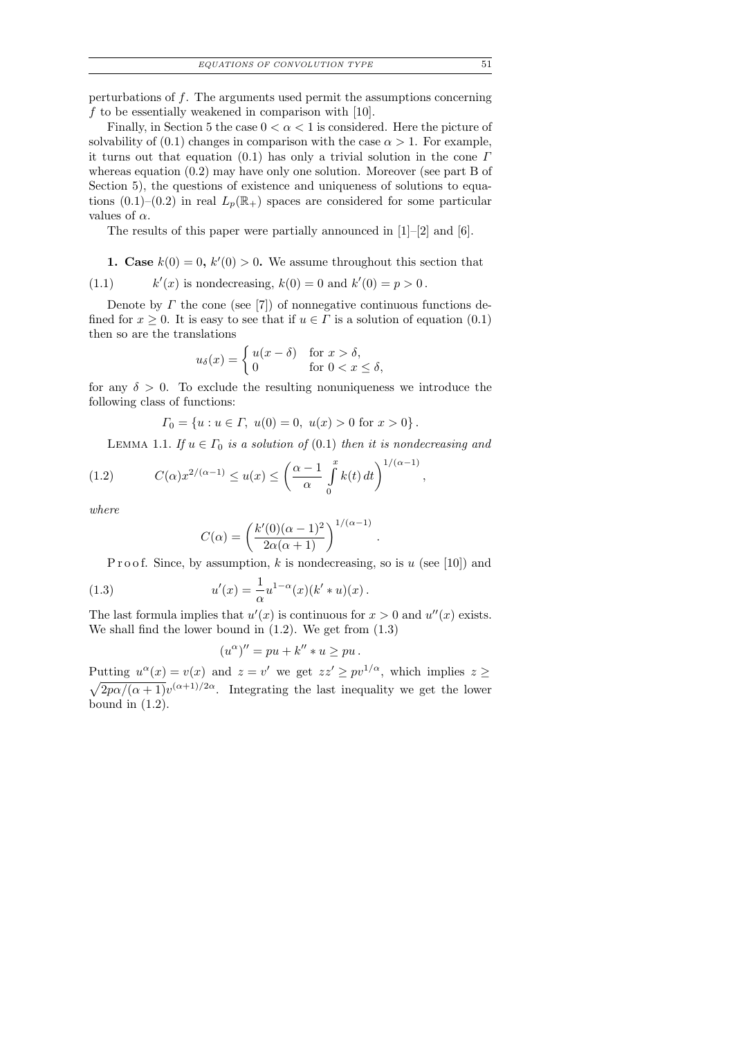perturbations of $f$. The arguments used permit the assumptions concerning $f$ to be essentially weakened in comparison with [10].

Finally, in Section 5 the case $0 < \alpha < 1$ is considered. Here the picture of solvability of (0.1) changes in comparison with the case $\alpha > 1$. For example, it turns out that equation (0.1) has only a trivial solution in the cone $\Gamma$ whereas equation (0.2) may have only one solution. Moreover (see part B of Section 5), the questions of existence and uniqueness of solutions to equations (0.1)–(0.2) in real $L_p(\mathbb{R}_+)$ spaces are considered for some particular values of $\alpha$.

The results of this paper were partially announced in [1]–[2] and [6].

**1. Case $k(0) = 0$, $k'(0) > 0$.** We assume throughout this section that

$$k'(x) \text{ is nondecreasing, } k(0) = 0 \text{ and } k'(0) = p > 0\,. \tag{1.1}$$

Denote by $\Gamma$ the cone (see [7]) of nonnegative continuous functions defined for $x \geq 0$. It is easy to see that if $u \in \Gamma$ is a solution of equation (0.1) then so are the translations

$$u_\delta(x) = \begin{cases} u(x-\delta) & \text{for } x > \delta, \\ 0 & \text{for } 0 < x \leq \delta, \end{cases}$$

for any $\delta > 0$. To exclude the resulting nonuniqueness we introduce the following class of functions:

$$\Gamma_0 = \{u : u \in \Gamma,\ u(0) = 0,\ u(x) > 0 \text{ for } x > 0\}\,.$$

Lemma 1.1. *If $u \in \Gamma_0$ is a solution of* (0.1) *then it is nondecreasing and*

$$C(\alpha) x^{2/(\alpha-1)} \leq u(x) \leq \left( \frac{\alpha - 1}{\alpha} \int\limits_0^x k(t)\, dt \right)^{1/(\alpha-1)}, \tag{1.2}$$

*where*

$$C(\alpha) = \left( \frac{k'(0)(\alpha-1)^2}{2\alpha(\alpha+1)} \right)^{1/(\alpha-1)}.$$

Proof. Since, by assumption, $k$ is nondecreasing, so is $u$ (see [10]) and

$$u'(x) = \frac{1}{\alpha} u^{1-\alpha}(x)(k' * u)(x)\,. \tag{1.3}$$

The last formula implies that $u'(x)$ is continuous for $x > 0$ and $u''(x)$ exists. We shall find the lower bound in (1.2). We get from (1.3)

$$(u^\alpha)'' = pu + k'' * u \geq pu\,.$$

Putting $u^\alpha(x) = v(x)$ and $z = v'$ we get $zz' \geq pv^{1/\alpha}$, which implies $z \geq \sqrt{2p\alpha/(\alpha+1)}\, v^{(\alpha+1)/2\alpha}$. Integrating the last inequality we get the lower bound in (1.2).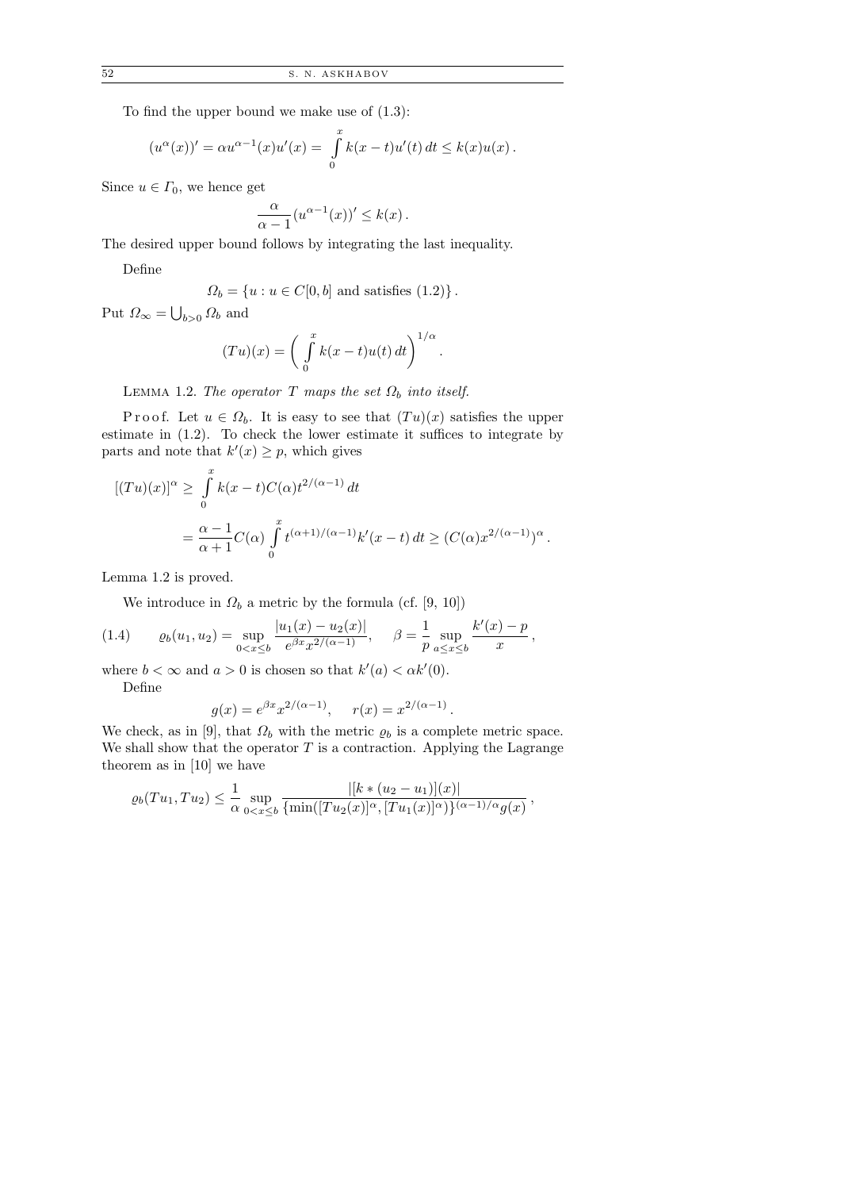To find the upper bound we make use of (1.3):

$$(u^\alpha(x))' = \alpha u^{\alpha-1}(x)u'(x) = \int_0^x k(x-t)u'(t)\,dt \le k(x)u(x)\,.$$

Since $u \in \Gamma_0$, we hence get

$$\frac{\alpha}{\alpha-1}(u^{\alpha-1}(x))' \le k(x)\,.$$

The desired upper bound follows by integrating the last inequality.

Define

$$\Omega_b = \{u : u \in C[0,b] \text{ and satisfies (1.2)}\}\,.$$

Put $\Omega_\infty = \bigcup_{b>0} \Omega_b$ and

$$(Tu)(x) = \bigg(\int_0^x k(x-t)u(t)\,dt\bigg)^{1/\alpha}.$$

Lemma 1.2. *The operator $T$ maps the set $\Omega_b$ into itself.*

Proof. Let $u \in \Omega_b$. It is easy to see that $(Tu)(x)$ satisfies the upper estimate in (1.2). To check the lower estimate it suffices to integrate by parts and note that $k'(x) \ge p$, which gives

$$\begin{aligned}
[(Tu)(x)]^\alpha &\ge \int_0^x k(x-t)C(\alpha)t^{2/(\alpha-1)}\,dt \\
&= \frac{\alpha-1}{\alpha+1}C(\alpha)\int_0^x t^{(\alpha+1)/(\alpha-1)}k'(x-t)\,dt \ge (C(\alpha)x^{2/(\alpha-1)})^\alpha\,.
\end{aligned}$$

Lemma 1.2 is proved.

We introduce in $\Omega_b$ a metric by the formula (cf. [9, 10])

$$\varrho_b(u_1,u_2) = \sup_{0<x\le b} \frac{|u_1(x)-u_2(x)|}{e^{\beta x}x^{2/(\alpha-1)}}, \quad \beta = \frac{1}{p}\sup_{a\le x\le b}\frac{k'(x)-p}{x}\,, \tag{1.4}$$

where $b<\infty$ and $a>0$ is chosen so that $k'(a) < \alpha k'(0)$.

Define

$$g(x) = e^{\beta x}x^{2/(\alpha-1)}, \quad r(x) = x^{2/(\alpha-1)}\,.$$

We check, as in [9], that $\Omega_b$ with the metric $\varrho_b$ is a complete metric space. We shall show that the operator $T$ is a contraction. Applying the Lagrange theorem as in [10] we have

$$\varrho_b(Tu_1,Tu_2) \le \frac{1}{\alpha}\sup_{0<x\le b}\frac{|[k*(u_2-u_1)](x)|}{\{\min([Tu_2(x)]^\alpha,[Tu_1(x)]^\alpha)\}^{(\alpha-1)/\alpha}g(x)}\,,$$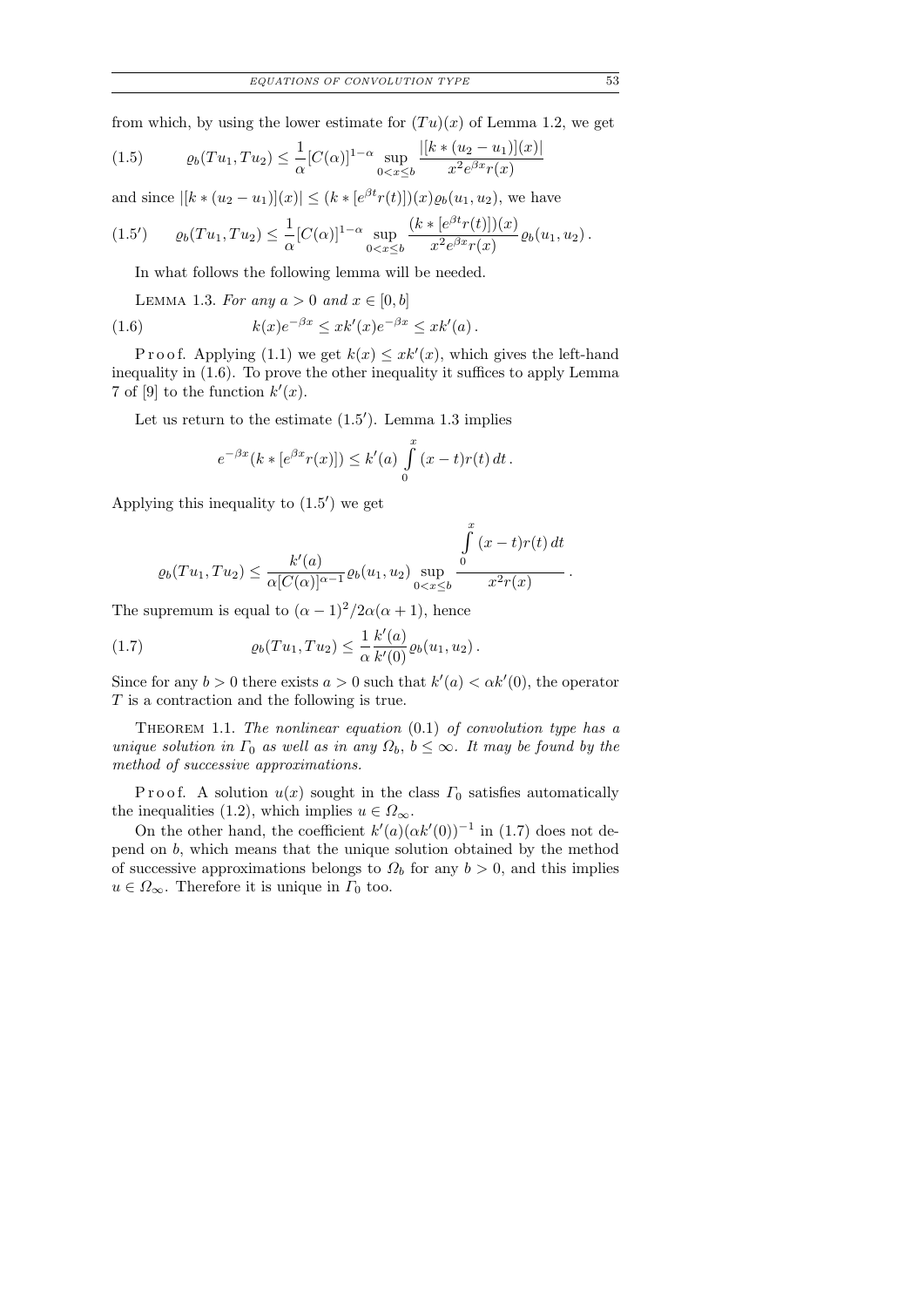from which, by using the lower estimate for $(Tu)(x)$ of Lemma 1.2, we get

$$\varrho_b(Tu_1, Tu_2) \le \frac{1}{\alpha}[C(\alpha)]^{1-\alpha} \sup_{0<x\le b} \frac{|[k*(u_2-u_1)](x)|}{x^2 e^{\beta x} r(x)} \tag{1.5}$$

and since $|[k*(u_2-u_1)](x)| \le (k*[e^{\beta t} r(t)])(x)\varrho_b(u_1,u_2)$, we have

$$\varrho_b(Tu_1, Tu_2) \le \frac{1}{\alpha}[C(\alpha)]^{1-\alpha} \sup_{0<x\le b} \frac{(k*[e^{\beta t} r(t)])(x)}{x^2 e^{\beta x} r(x)} \varrho_b(u_1,u_2)\,. \tag{1.5$'$}$$

In what follows the following lemma will be needed.

Lemma 1.3. *For any $a>0$ and $x\in[0,b]$*

$$k(x)e^{-\beta x} \le xk'(x)e^{-\beta x} \le xk'(a)\,. \tag{1.6}$$

Proof. Applying (1.1) we get $k(x)\le xk'(x)$, which gives the left-hand inequality in (1.6). To prove the other inequality it suffices to apply Lemma 7 of [9] to the function $k'(x)$.

Let us return to the estimate (1.5$'$). Lemma 1.3 implies

$$e^{-\beta x}(k*[e^{\beta x} r(x)]) \le k'(a)\int_0^x (x-t)r(t)\,dt\,.$$

Applying this inequality to (1.5$'$) we get

$$\varrho_b(Tu_1, Tu_2) \le \frac{k'(a)}{\alpha[C(\alpha)]^{\alpha-1}}\varrho_b(u_1,u_2) \sup_{0<x\le b} \frac{\int_0^x (x-t)r(t)\,dt}{x^2 r(x)}\,.$$

The supremum is equal to $(\alpha-1)^2/2\alpha(\alpha+1)$, hence

$$\varrho_b(Tu_1, Tu_2) \le \frac{1}{\alpha}\frac{k'(a)}{k'(0)}\varrho_b(u_1,u_2)\,. \tag{1.7}$$

Since for any $b>0$ there exists $a>0$ such that $k'(a)<\alpha k'(0)$, the operator $T$ is a contraction and the following is true.

Theorem 1.1. *The nonlinear equation* (0.1) *of convolution type has a unique solution in $\Gamma_0$ as well as in any $\Omega_b$, $b\le\infty$. It may be found by the method of successive approximations.*

Proof. A solution $u(x)$ sought in the class $\Gamma_0$ satisfies automatically the inequalities (1.2), which implies $u\in\Omega_\infty$.

On the other hand, the coefficient $k'(a)(\alpha k'(0))^{-1}$ in (1.7) does not depend on $b$, which means that the unique solution obtained by the method of successive approximations belongs to $\Omega_b$ for any $b>0$, and this implies $u\in\Omega_\infty$. Therefore it is unique in $\Gamma_0$ too.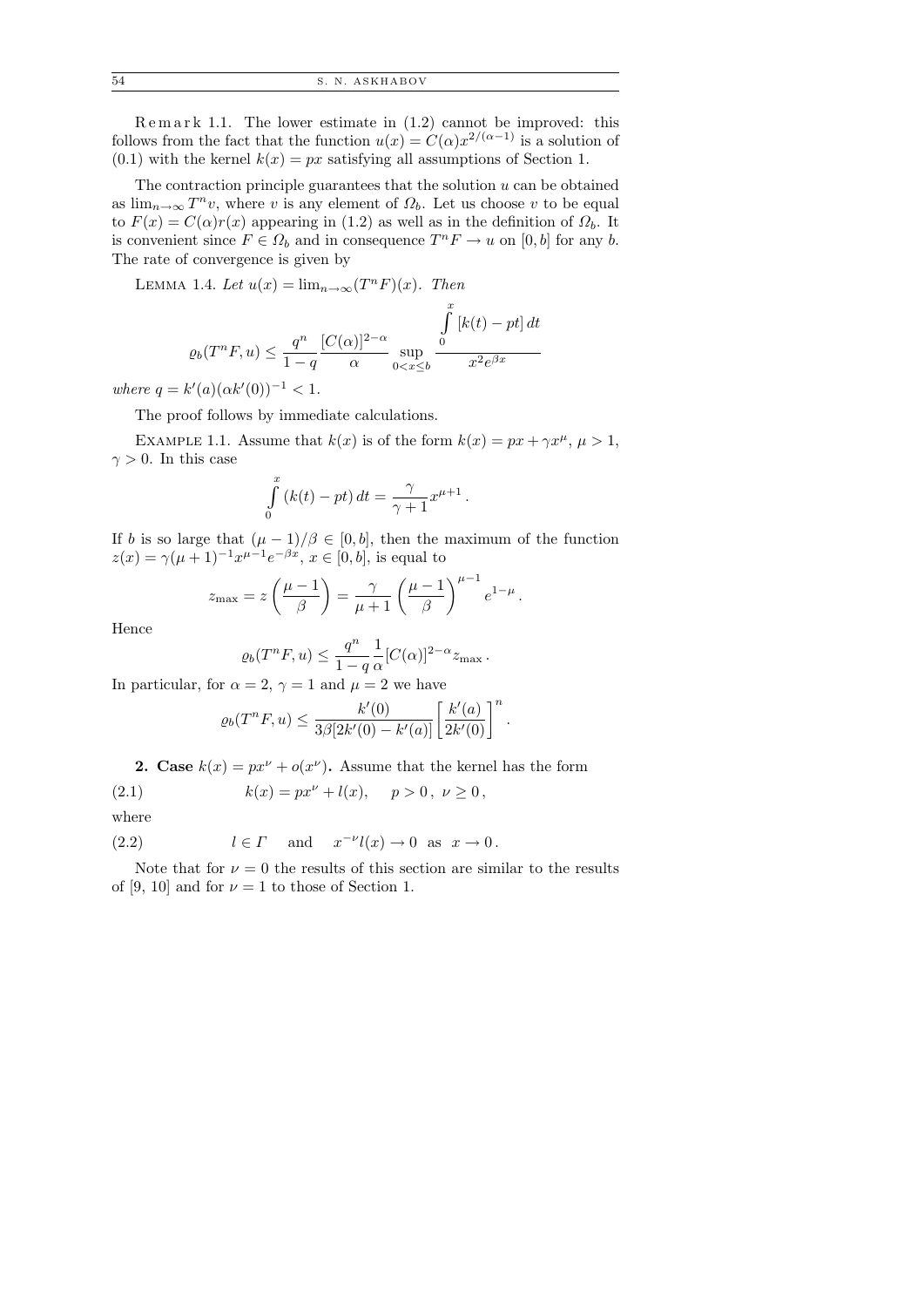Remark 1.1. The lower estimate in (1.2) cannot be improved: this follows from the fact that the function $u(x) = C(\alpha)x^{2/(\alpha-1)}$ is a solution of (0.1) with the kernel $k(x) = px$ satisfying all assumptions of Section 1.

The contraction principle guarantees that the solution $u$ can be obtained as $\lim_{n\to\infty} T^n v$, where $v$ is any element of $\Omega_b$. Let us choose $v$ to be equal to $F(x) = C(\alpha)r(x)$ appearing in (1.2) as well as in the definition of $\Omega_b$. It is convenient since $F \in \Omega_b$ and in consequence $T^n F \to u$ on $[0,b]$ for any $b$. The rate of convergence is given by

Lemma 1.4. *Let* $u(x) = \lim_{n\to\infty}(T^n F)(x)$. *Then*

$$\varrho_b(T^n F, u) \le \frac{q^n}{1-q}\frac{[C(\alpha)]^{2-\alpha}}{\alpha}\sup_{0<x\le b}\frac{\int_0^x [k(t)-pt]\,dt}{x^2 e^{\beta x}}$$

*where* $q = k'(a)(\alpha k'(0))^{-1} < 1$.

The proof follows by immediate calculations.

Example 1.1. Assume that $k(x)$ is of the form $k(x) = px + \gamma x^\mu$, $\mu > 1$, $\gamma > 0$. In this case

$$\int_0^x (k(t) - pt)\,dt = \frac{\gamma}{\gamma+1}x^{\mu+1}.$$

If $b$ is so large that $(\mu-1)/\beta \in [0,b]$, then the maximum of the function $z(x) = \gamma(\mu+1)^{-1}x^{\mu-1}e^{-\beta x}$, $x \in [0,b]$, is equal to

$$z_{\max} = z\left(\frac{\mu-1}{\beta}\right) = \frac{\gamma}{\mu+1}\left(\frac{\mu-1}{\beta}\right)^{\mu-1}e^{1-\mu}.$$

Hence

$$\varrho_b(T^n F, u) \le \frac{q^n}{1-q}\frac{1}{\alpha}[C(\alpha)]^{2-\alpha}z_{\max}.$$

In particular, for $\alpha = 2$, $\gamma = 1$ and $\mu = 2$ we have

$$\varrho_b(T^n F, u) \le \frac{k'(0)}{3\beta[2k'(0) - k'(a)]}\left[\frac{k'(a)}{2k'(0)}\right]^n.$$

## 2. Case $k(x) = px^\nu + o(x^\nu)$.

Assume that the kernel has the form

$$k(x) = px^\nu + l(x), \quad p > 0,\ \nu \ge 0, \tag{2.1}$$

where

$$l \in \Gamma \quad \text{and} \quad x^{-\nu}l(x) \to 0 \ \text{ as } \ x \to 0. \tag{2.2}$$

Note that for $\nu = 0$ the results of this section are similar to the results of [9, 10] and for $\nu = 1$ to those of Section 1.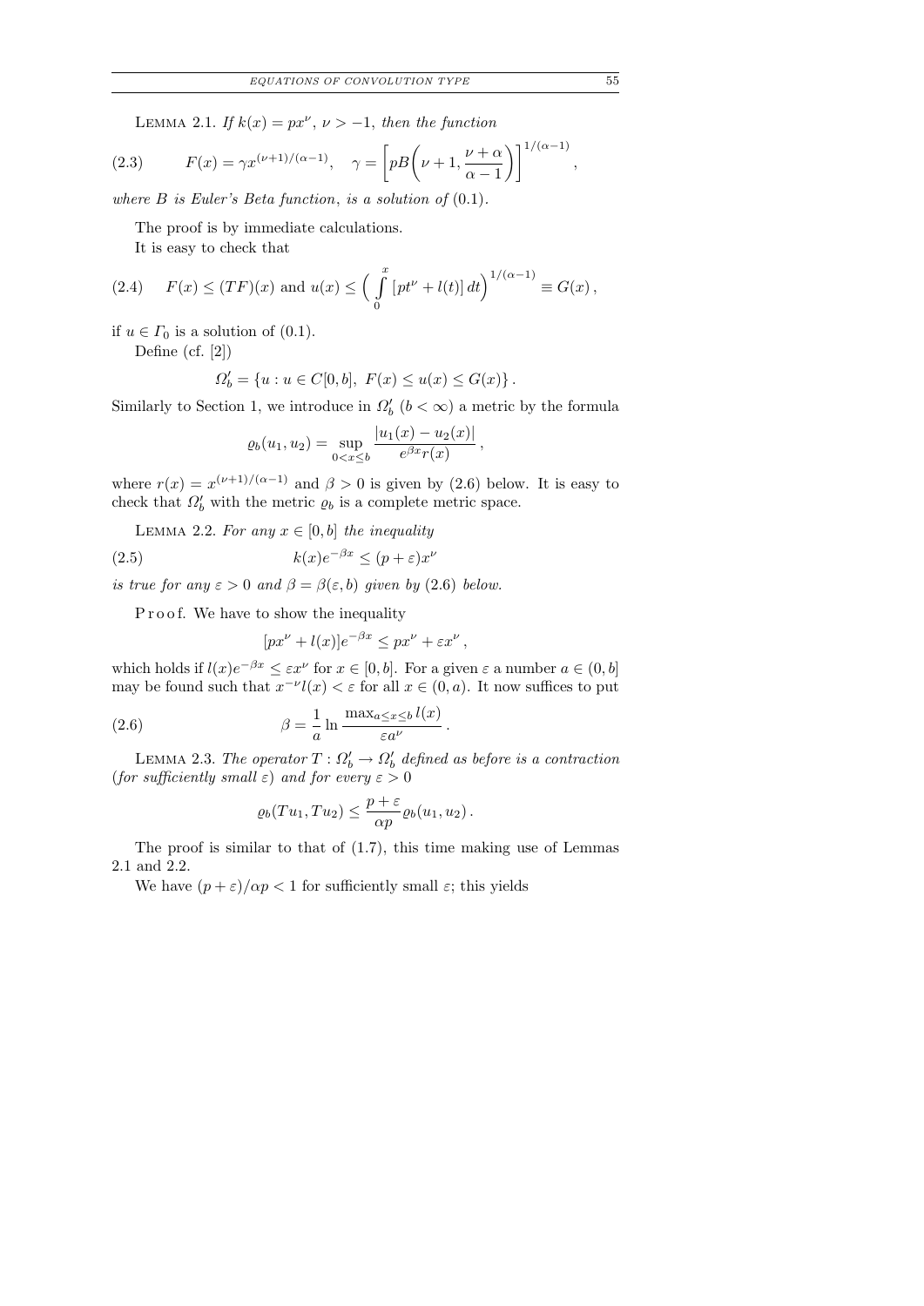LEMMA 2.1. *If $k(x) = px^\nu$, $\nu > -1$, then the function*

$$F(x) = \gamma x^{(\nu+1)/(\alpha-1)}, \quad \gamma = \left[ pB\left(\nu+1, \frac{\nu+\alpha}{\alpha-1}\right)\right]^{1/(\alpha-1)}, \tag{2.3}$$

*where $B$ is Euler's Beta function, is a solution of* (0.1).

The proof is by immediate calculations.

It is easy to check that

$$F(x) \le (TF)(x) \text{ and } u(x) \le \Big(\int_0^x [pt^\nu + l(t)]\,dt\Big)^{1/(\alpha-1)} \equiv G(x)\,, \tag{2.4}$$

if $u \in \Gamma_0$ is a solution of (0.1).

Define (cf. [2])

$$\Omega_b' = \{u : u \in C[0,b],\ F(x) \le u(x) \le G(x)\}\,.$$

Similarly to Section 1, we introduce in $\Omega_b'$ ($b < \infty$) a metric by the formula

$$\varrho_b(u_1, u_2) = \sup_{0<x\le b} \frac{|u_1(x) - u_2(x)|}{e^{\beta x} r(x)}\,,$$

where $r(x) = x^{(\nu+1)/(\alpha-1)}$ and $\beta > 0$ is given by (2.6) below. It is easy to check that $\Omega_b'$ with the metric $\varrho_b$ is a complete metric space.

LEMMA 2.2. *For any $x \in [0,b]$ the inequality*

$$k(x)e^{-\beta x} \le (p+\varepsilon)x^\nu \tag{2.5}$$

*is true for any $\varepsilon > 0$ and $\beta = \beta(\varepsilon, b)$ given by* (2.6) *below.*

Proof. We have to show the inequality

$$[px^\nu + l(x)]e^{-\beta x} \le px^\nu + \varepsilon x^\nu\,,$$

which holds if $l(x)e^{-\beta x} \le \varepsilon x^\nu$ for $x \in [0,b]$. For a given $\varepsilon$ a number $a \in (0,b]$ may be found such that $x^{-\nu} l(x) < \varepsilon$ for all $x \in (0,a)$. It now suffices to put

$$\beta = \frac{1}{a} \ln \frac{\max_{a\le x\le b} l(x)}{\varepsilon a^\nu}\,. \tag{2.6}$$

LEMMA 2.3. *The operator $T : \Omega_b' \to \Omega_b'$ defined as before is a contraction* (*for sufficiently small $\varepsilon$*) *and for every $\varepsilon > 0$*

$$\varrho_b(Tu_1, Tu_2) \le \frac{p+\varepsilon}{\alpha p} \varrho_b(u_1, u_2)\,.$$

The proof is similar to that of (1.7), this time making use of Lemmas 2.1 and 2.2.

We have $(p+\varepsilon)/\alpha p < 1$ for sufficiently small $\varepsilon$; this yields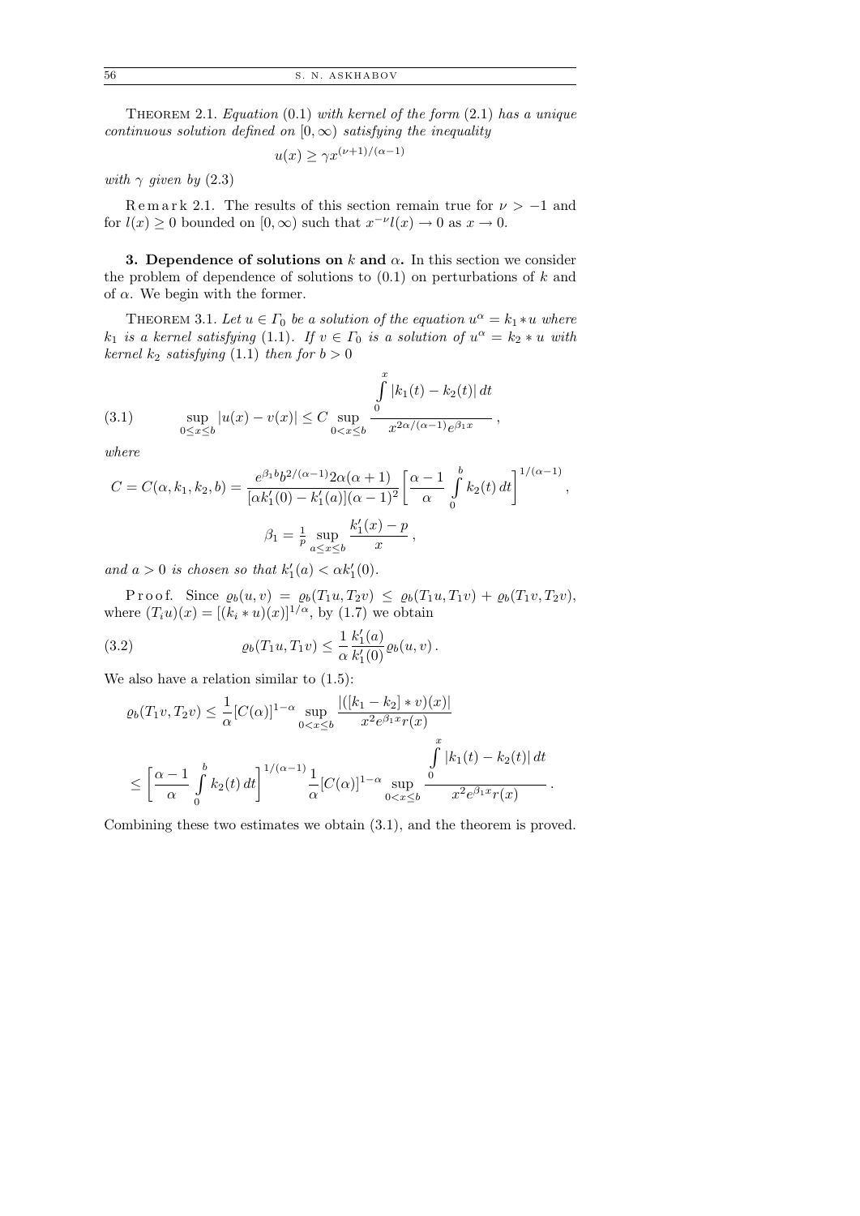THEOREM 2.1. *Equation* (0.1) *with kernel of the form* (2.1) *has a unique continuous solution defined on* $[0,\infty)$ *satisfying the inequality*

$$u(x) \geq \gamma x^{(\nu+1)/(\alpha-1)}$$

*with* $\gamma$ *given by* (2.3)

Remark 2.1. The results of this section remain true for $\nu > -1$ and for $l(x) \geq 0$ bounded on $[0,\infty)$ such that $x^{-\nu} l(x) \to 0$ as $x \to 0$.

**3. Dependence of solutions on $k$ and $\alpha$.** In this section we consider the problem of dependence of solutions to (0.1) on perturbations of $k$ and of $\alpha$. We begin with the former.

THEOREM 3.1. *Let* $u \in \Gamma_0$ *be a solution of the equation* $u^\alpha = k_1 * u$ *where* $k_1$ *is a kernel satisfying* (1.1). *If* $v \in \Gamma_0$ *is a solution of* $u^\alpha = k_2 * u$ *with kernel* $k_2$ *satisfying* (1.1) *then for* $b > 0$

$$\sup_{0\leq x\leq b} |u(x) - v(x)| \leq C \sup_{0<x\leq b} \frac{\int_0^x |k_1(t) - k_2(t)|\,dt}{x^{2\alpha/(\alpha-1)} e^{\beta_1 x}}\,, \tag{3.1}$$

*where*

$$C = C(\alpha, k_1, k_2, b) = \frac{e^{\beta_1 b} b^{2/(\alpha-1)} 2\alpha(\alpha+1)}{[\alpha k_1'(0) - k_1'(a)](\alpha-1)^2}\bigg[\frac{\alpha-1}{\alpha}\int_0^b k_2(t)\,dt\bigg]^{1/(\alpha-1)},$$

$$\beta_1 = \tfrac{1}{p} \sup_{a\leq x\leq b} \frac{k_1'(x) - p}{x}\,,$$

*and* $a > 0$ *is chosen so that* $k_1'(a) < \alpha k_1'(0)$.

Proof. Since $\varrho_b(u,v) = \varrho_b(T_1 u, T_2 v) \leq \varrho_b(T_1 u, T_1 v) + \varrho_b(T_1 v, T_2 v)$, where $(T_i u)(x) = [(k_i * u)(x)]^{1/\alpha}$, by (1.7) we obtain

$$\varrho_b(T_1 u, T_1 v) \leq \frac{1}{\alpha}\frac{k_1'(a)}{k_1'(0)}\varrho_b(u,v)\,. \tag{3.2}$$

We also have a relation similar to (1.5):

$$\varrho_b(T_1 v, T_2 v) \leq \frac{1}{\alpha}[C(\alpha)]^{1-\alpha} \sup_{0<x\leq b}\frac{|([k_1 - k_2] * v)(x)|}{x^2 e^{\beta_1 x} r(x)}$$

$$\leq \bigg[\frac{\alpha-1}{\alpha}\int_0^b k_2(t)\,dt\bigg]^{1/(\alpha-1)} \frac{1}{\alpha}[C(\alpha)]^{1-\alpha} \sup_{0<x\leq b} \frac{\int_0^x |k_1(t) - k_2(t)|\,dt}{x^2 e^{\beta_1 x} r(x)}\,.$$

Combining these two estimates we obtain (3.1), and the theorem is proved.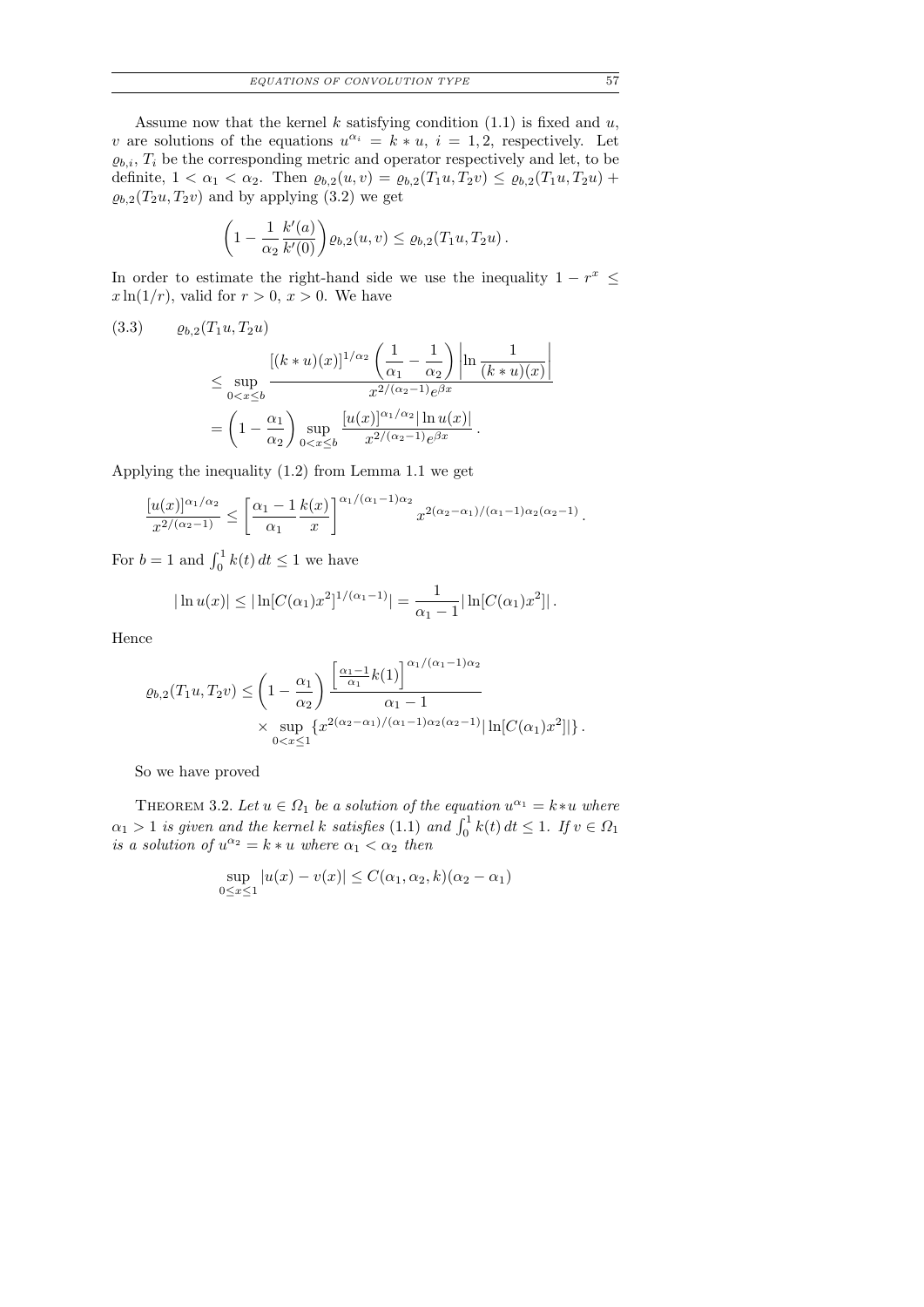Assume now that the kernel $k$ satisfying condition (1.1) is fixed and $u$, $v$ are solutions of the equations $u^{\alpha_i} = k * u$, $i = 1, 2$, respectively. Let $\varrho_{b,i}$, $T_i$ be the corresponding metric and operator respectively and let, to be definite, $1 < \alpha_1 < \alpha_2$. Then $\varrho_{b,2}(u, v) = \varrho_{b,2}(T_1 u, T_2 v) \leq \varrho_{b,2}(T_1 u, T_2 u) + \varrho_{b,2}(T_2 u, T_2 v)$ and by applying (3.2) we get

$$\left(1 - \frac{1}{\alpha_2} \frac{k'(a)}{k'(0)}\right) \varrho_{b,2}(u, v) \leq \varrho_{b,2}(T_1 u, T_2 u)\,.$$

In order to estimate the right-hand side we use the inequality $1 - r^x \leq x \ln(1/r)$, valid for $r > 0$, $x > 0$. We have

$$\tag{3.3} \begin{aligned} &\varrho_{b,2}(T_1 u, T_2 u) \\ &\quad \leq \sup_{0<x\leq b} \frac{[(k*u)(x)]^{1/\alpha_2} \left(\dfrac{1}{\alpha_1} - \dfrac{1}{\alpha_2}\right) \left|\ln \dfrac{1}{(k*u)(x)}\right|}{x^{2/(\alpha_2 - 1)} e^{\beta x}} \\ &\quad = \left(1 - \frac{\alpha_1}{\alpha_2}\right) \sup_{0<x\leq b} \frac{[u(x)]^{\alpha_1/\alpha_2} |\ln u(x)|}{x^{2/(\alpha_2-1)} e^{\beta x}}\,. \end{aligned}$$

Applying the inequality (1.2) from Lemma 1.1 we get

$$\frac{[u(x)]^{\alpha_1/\alpha_2}}{x^{2/(\alpha_2-1)}} \leq \left[\frac{\alpha_1 - 1}{\alpha_1} \frac{k(x)}{x}\right]^{\alpha_1/(\alpha_1-1)\alpha_2} x^{2(\alpha_2-\alpha_1)/(\alpha_1-1)\alpha_2(\alpha_2-1)}\,.$$

For $b = 1$ and $\int_0^1 k(t)\,dt \leq 1$ we have

$$|\ln u(x)| \leq |\ln[C(\alpha_1) x^2]^{1/(\alpha_1-1)}| = \frac{1}{\alpha_1 - 1} |\ln[C(\alpha_1) x^2]|\,.$$

Hence

$$\begin{aligned} \varrho_{b,2}(T_1 u, T_2 v) \leq \left(1 - \frac{\alpha_1}{\alpha_2}\right) &\frac{\left[\frac{\alpha_1 - 1}{\alpha_1} k(1)\right]^{\alpha_1/(\alpha_1-1)\alpha_2}}{\alpha_1 - 1} \\ &\times \sup_{0<x\leq 1} \{x^{2(\alpha_2-\alpha_1)/(\alpha_1-1)\alpha_2(\alpha_2-1)} |\ln[C(\alpha_1)x^2]|\}\,. \end{aligned}$$

So we have proved

Theorem 3.2. *Let $u \in \Omega_1$ be a solution of the equation $u^{\alpha_1} = k * u$ where $\alpha_1 > 1$ is given and the kernel $k$ satisfies* (1.1) *and $\int_0^1 k(t)\,dt \leq 1$. If $v \in \Omega_1$ is a solution of $u^{\alpha_2} = k * u$ where $\alpha_1 < \alpha_2$ then*

$$\sup_{0\leq x\leq 1} |u(x) - v(x)| \leq C(\alpha_1, \alpha_2, k)(\alpha_2 - \alpha_1)$$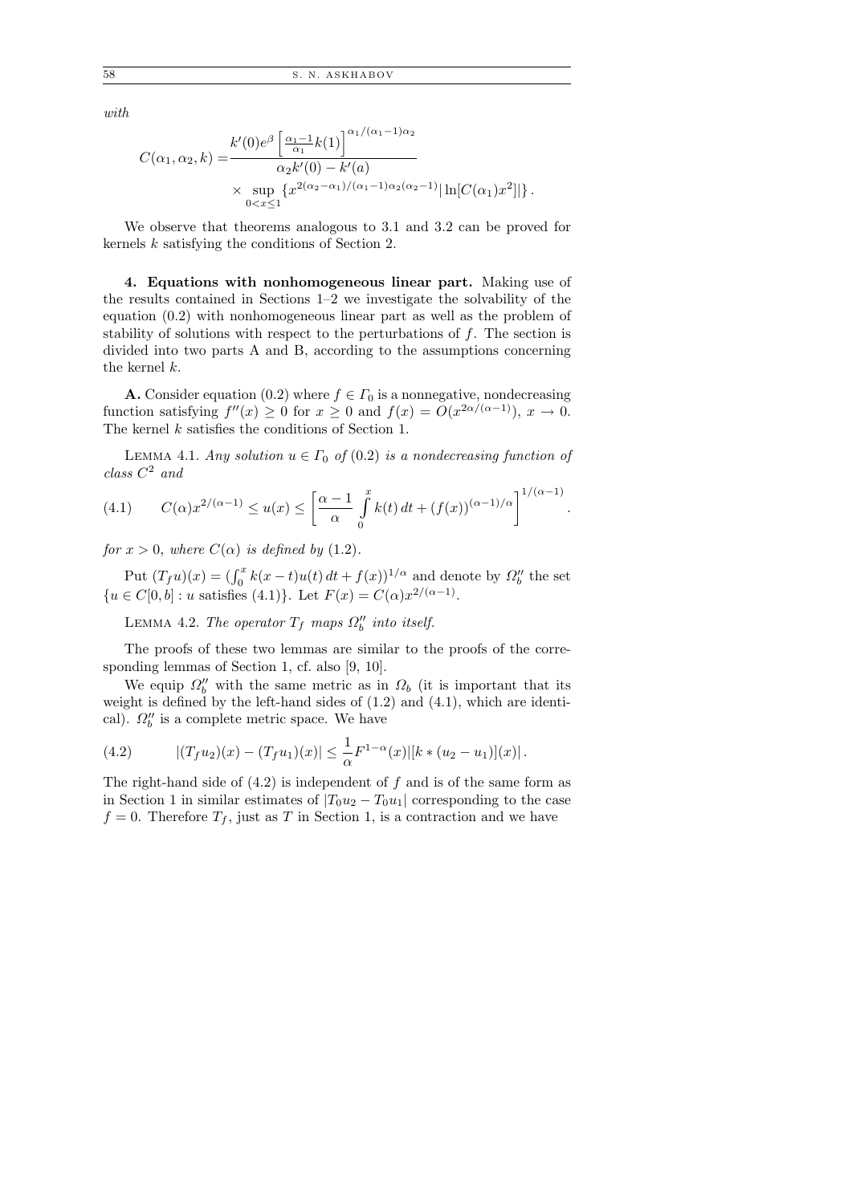*with*

$$C(\alpha_1,\alpha_2,k) = \frac{k'(0)e^{\beta}\left[\frac{\alpha_1-1}{\alpha_1}k(1)\right]^{\alpha_1/(\alpha_1-1)\alpha_2}}{\alpha_2 k'(0)-k'(a)} \times \sup_{0<x\le 1}\{x^{2(\alpha_2-\alpha_1)/(\alpha_1-1)\alpha_2(\alpha_2-1)}|\ln[C(\alpha_1)x^2]|\}.$$

We observe that theorems analogous to 3.1 and 3.2 can be proved for kernels $k$ satisfying the conditions of Section 2.

**4. Equations with nonhomogeneous linear part.** Making use of the results contained in Sections 1–2 we investigate the solvability of the equation (0.2) with nonhomogeneous linear part as well as the problem of stability of solutions with respect to the perturbations of $f$. The section is divided into two parts A and B, according to the assumptions concerning the kernel $k$.

**A.** Consider equation (0.2) where $f \in \Gamma_0$ is a nonnegative, nondecreasing function satisfying $f''(x) \ge 0$ for $x \ge 0$ and $f(x) = O(x^{2\alpha/(\alpha-1)})$, $x \to 0$. The kernel $k$ satisfies the conditions of Section 1.

LEMMA 4.1. *Any solution $u \in \Gamma_0$ of* (0.2) *is a nondecreasing function of class $C^2$ and*

$$C(\alpha)x^{2/(\alpha-1)} \le u(x) \le \left[\frac{\alpha-1}{\alpha}\int_0^x k(t)\,dt + (f(x))^{(\alpha-1)/\alpha}\right]^{1/(\alpha-1)}. \tag{4.1}$$

*for $x > 0$, where $C(\alpha)$ is defined by* (1.2).

Put $(T_f u)(x) = (\int_0^x k(x-t)u(t)\,dt + f(x))^{1/\alpha}$ and denote by $\Omega_b''$ the set $\{u \in C[0,b] : u \text{ satisfies } (4.1)\}$. Let $F(x) = C(\alpha)x^{2/(\alpha-1)}$.

LEMMA 4.2. *The operator $T_f$ maps $\Omega_b''$ into itself.*

The proofs of these two lemmas are similar to the proofs of the corresponding lemmas of Section 1, cf. also [9, 10].

We equip $\Omega_b''$ with the same metric as in $\Omega_b$ (it is important that its weight is defined by the left-hand sides of (1.2) and (4.1), which are identical). $\Omega_b''$ is a complete metric space. We have

$$|(T_f u_2)(x) - (T_f u_1)(x)| \le \frac{1}{\alpha}F^{1-\alpha}(x)|[k*(u_2-u_1)](x)|. \tag{4.2}$$

The right-hand side of (4.2) is independent of $f$ and is of the same form as in Section 1 in similar estimates of $|T_0 u_2 - T_0 u_1|$ corresponding to the case $f = 0$. Therefore $T_f$, just as $T$ in Section 1, is a contraction and we have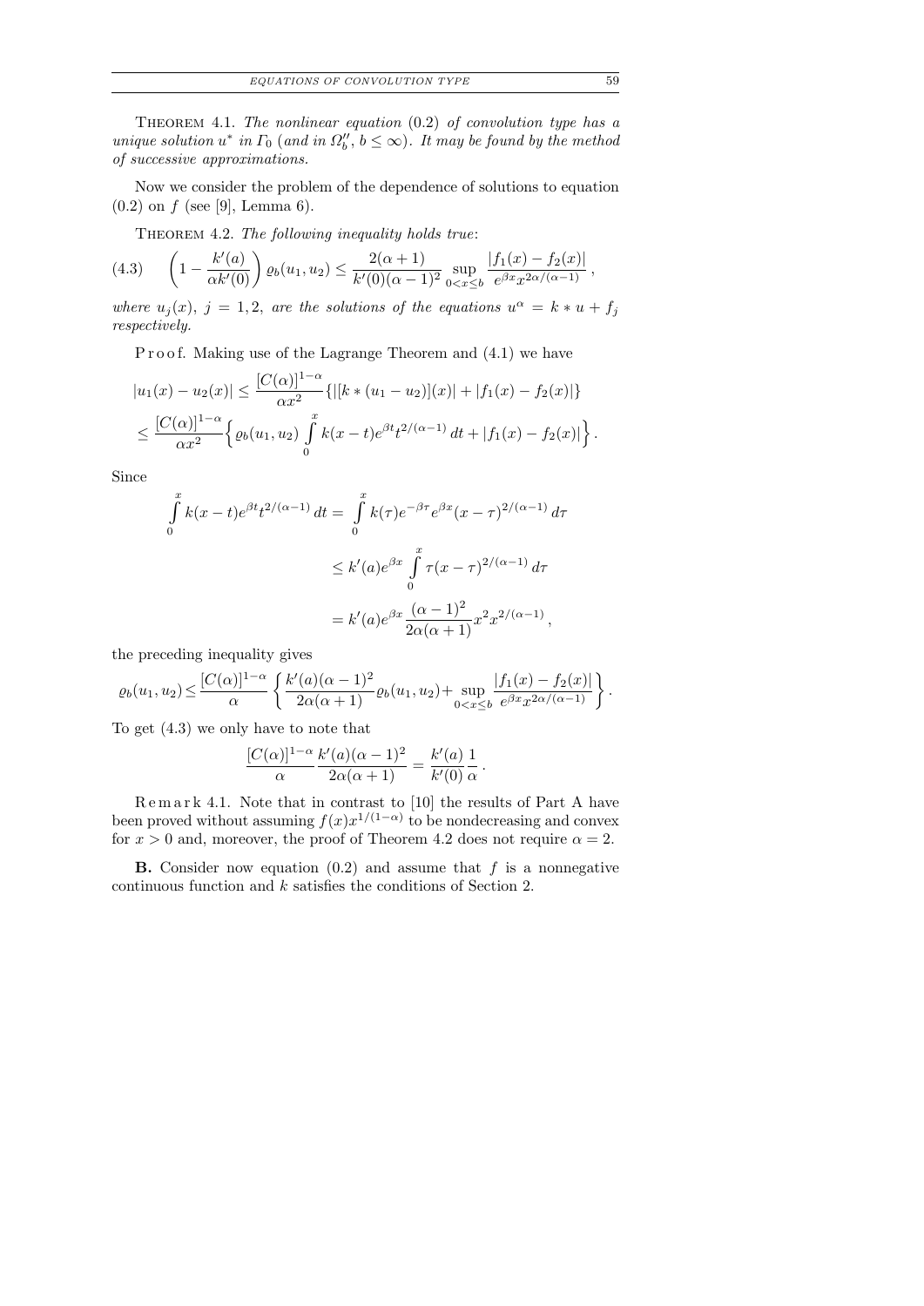THEOREM 4.1. *The nonlinear equation* (0.2) *of convolution type has a unique solution* $u^*$ *in* $\Gamma_0$ (*and in* $\Omega_b''$, $b \le \infty$). *It may be found by the method of successive approximations.*

Now we consider the problem of the dependence of solutions to equation (0.2) on $f$ (see [9], Lemma 6).

THEOREM 4.2. *The following inequality holds true*:

$$\left(1 - \frac{k'(a)}{\alpha k'(0)}\right) \varrho_b(u_1, u_2) \le \frac{2(\alpha+1)}{k'(0)(\alpha-1)^2} \sup_{0<x\le b} \frac{|f_1(x) - f_2(x)|}{e^{\beta x} x^{2\alpha/(\alpha-1)}}, \tag{4.3}$$

*where* $u_j(x)$, $j = 1, 2$, *are the solutions of the equations* $u^\alpha = k * u + f_j$ *respectively.*

P r o o f. Making use of the Lagrange Theorem and (4.1) we have

$$\begin{aligned}
|u_1(x) - u_2(x)| &\le \frac{[C(\alpha)]^{1-\alpha}}{\alpha x^2} \{|[k * (u_1 - u_2)](x)| + |f_1(x) - f_2(x)|\} \\
&\le \frac{[C(\alpha)]^{1-\alpha}}{\alpha x^2} \Big\{ \varrho_b(u_1, u_2) \int_0^x k(x-t) e^{\beta t} t^{2/(\alpha-1)}\, dt + |f_1(x) - f_2(x)| \Big\}.
\end{aligned}$$

Since

$$\begin{aligned}
\int_0^x k(x-t) e^{\beta t} t^{2/(\alpha-1)}\, dt &= \int_0^x k(\tau) e^{-\beta\tau} e^{\beta x} (x-\tau)^{2/(\alpha-1)}\, d\tau \\
&\le k'(a) e^{\beta x} \int_0^x \tau (x-\tau)^{2/(\alpha-1)}\, d\tau \\
&= k'(a) e^{\beta x} \frac{(\alpha-1)^2}{2\alpha(\alpha+1)} x^2 x^{2/(\alpha-1)},
\end{aligned}$$

the preceding inequality gives

$$\varrho_b(u_1, u_2) \le \frac{[C(\alpha)]^{1-\alpha}}{\alpha} \left\{ \frac{k'(a)(\alpha-1)^2}{2\alpha(\alpha+1)} \varrho_b(u_1, u_2) + \sup_{0<x\le b} \frac{|f_1(x) - f_2(x)|}{e^{\beta x} x^{2\alpha/(\alpha-1)}} \right\}.$$

To get (4.3) we only have to note that

$$\frac{[C(\alpha)]^{1-\alpha}}{\alpha} \frac{k'(a)(\alpha-1)^2}{2\alpha(\alpha+1)} = \frac{k'(a)}{k'(0)} \frac{1}{\alpha}.$$

R e m a r k 4.1. Note that in contrast to [10] the results of Part A have been proved without assuming $f(x)x^{1/(1-\alpha)}$ to be nondecreasing and convex for $x > 0$ and, moreover, the proof of Theorem 4.2 does not require $\alpha = 2$.

**B.** Consider now equation (0.2) and assume that $f$ is a nonnegative continuous function and $k$ satisfies the conditions of Section 2.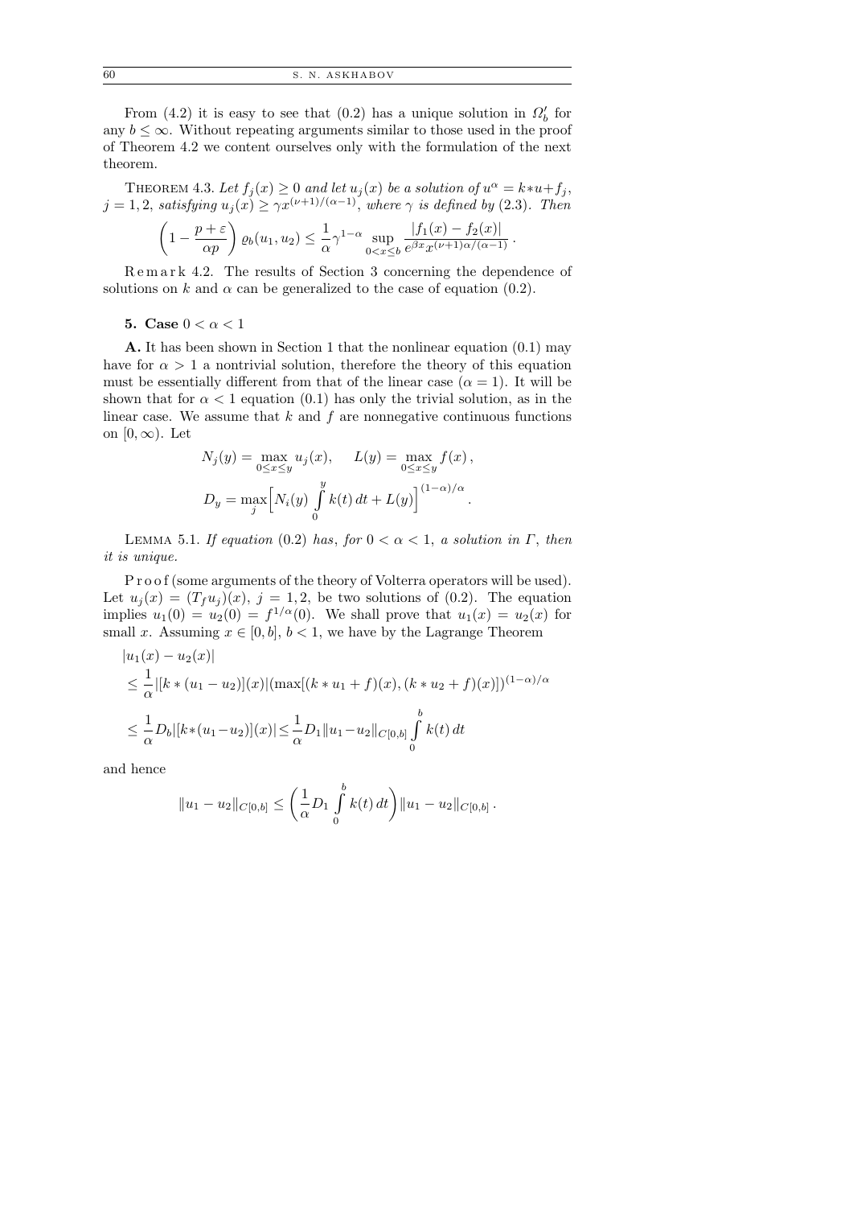From (4.2) it is easy to see that (0.2) has a unique solution in $\Omega_b'$ for any $b \le \infty$. Without repeating arguments similar to those used in the proof of Theorem 4.2 we content ourselves only with the formulation of the next theorem.

THEOREM 4.3. *Let $f_j(x) \ge 0$ and let $u_j(x)$ be a solution of $u^\alpha = k*u+f_j$, $j = 1, 2$, satisfying $u_j(x) \ge \gamma x^{(\nu+1)/(\alpha-1)}$, where $\gamma$ is defined by* (2.3). *Then*

$$\left(1 - \frac{p+\varepsilon}{\alpha p}\right) \varrho_b(u_1, u_2) \le \frac{1}{\alpha}\gamma^{1-\alpha} \sup_{0<x\le b} \frac{|f_1(x) - f_2(x)|}{e^{\beta x} x^{(\nu+1)\alpha/(\alpha-1)}} .$$

Remark 4.2. The results of Section 3 concerning the dependence of solutions on $k$ and $\alpha$ can be generalized to the case of equation (0.2).

## 5. Case $0 < \alpha < 1$

**A.** It has been shown in Section 1 that the nonlinear equation (0.1) may have for $\alpha > 1$ a nontrivial solution, therefore the theory of this equation must be essentially different from that of the linear case ($\alpha = 1$). It will be shown that for $\alpha < 1$ equation (0.1) has only the trivial solution, as in the linear case. We assume that $k$ and $f$ are nonnegative continuous functions on $[0, \infty)$. Let

$$N_j(y) = \max_{0\le x\le y} u_j(x), \qquad L(y) = \max_{0\le x\le y} f(x) ,$$

$$D_y = \max_j \Big[N_i(y) \int_0^y k(t)\, dt + L(y)\Big]^{(1-\alpha)/\alpha} .$$

LEMMA 5.1. *If equation* (0.2) *has, for $0 < \alpha < 1$, a solution in $\Gamma$, then it is unique.*

Proof (some arguments of the theory of Volterra operators will be used). Let $u_j(x) = (T_f u_j)(x)$, $j = 1, 2$, be two solutions of (0.2). The equation implies $u_1(0) = u_2(0) = f^{1/\alpha}(0)$. We shall prove that $u_1(x) = u_2(x)$ for small $x$. Assuming $x \in [0, b]$, $b < 1$, we have by the Lagrange Theorem

$$\begin{aligned}
&|u_1(x) - u_2(x)| \\
&\le \frac{1}{\alpha}|[k * (u_1 - u_2)](x)|(\max[(k * u_1 + f)(x), (k * u_2 + f)(x)])^{(1-\alpha)/\alpha} \\
&\le \frac{1}{\alpha} D_b|[k*(u_1-u_2)](x)| \le \frac{1}{\alpha} D_1 \|u_1-u_2\|_{C[0,b]} \int_0^b k(t)\, dt
\end{aligned}$$

and hence

$$\|u_1 - u_2\|_{C[0,b]} \le \left(\frac{1}{\alpha} D_1 \int_0^b k(t)\, dt\right) \|u_1 - u_2\|_{C[0,b]} .$$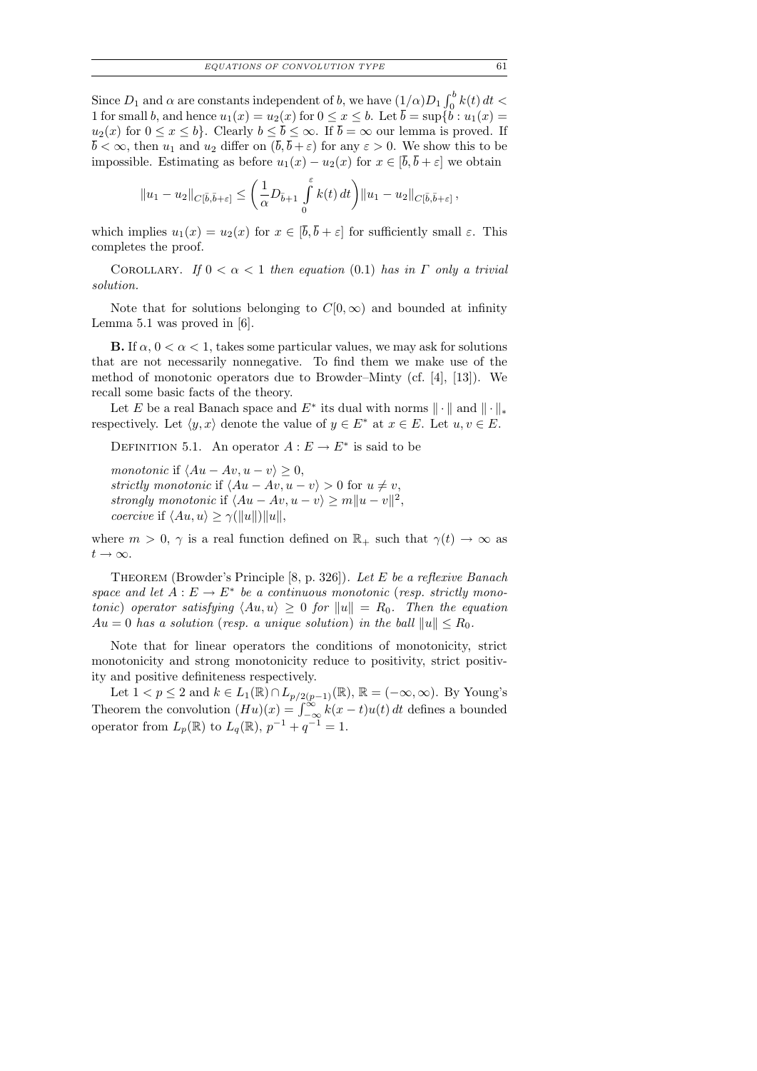Since $D_1$ and $\alpha$ are constants independent of $b$, we have $(1/\alpha)D_1 \int_0^b k(t)\,dt < 1$ for small $b$, and hence $u_1(x) = u_2(x)$ for $0 \le x \le b$. Let $\bar{b} = \sup\{b : u_1(x) = u_2(x)$ for $0 \le x \le b\}$. Clearly $b \le \bar{b} \le \infty$. If $\bar{b} = \infty$ our lemma is proved. If $\bar{b} < \infty$, then $u_1$ and $u_2$ differ on $(\bar{b}, \bar{b}+\varepsilon)$ for any $\varepsilon > 0$. We show this to be impossible. Estimating as before $u_1(x) - u_2(x)$ for $x \in [\bar{b}, \bar{b}+\varepsilon]$ we obtain

$$\|u_1 - u_2\|_{C[\bar{b},\bar{b}+\varepsilon]} \le \left(\frac{1}{\alpha} D_{\bar{b}+1} \int\limits_0^{\varepsilon} k(t)\,dt\right) \|u_1 - u_2\|_{C[\bar{b},\bar{b}+\varepsilon]},$$

which implies $u_1(x) = u_2(x)$ for $x \in [\bar{b}, \bar{b}+\varepsilon]$ for sufficiently small $\varepsilon$. This completes the proof.

COROLLARY. *If $0 < \alpha < 1$ then equation* (0.1) *has in $\Gamma$ only a trivial solution.*

Note that for solutions belonging to $C[0,\infty)$ and bounded at infinity Lemma 5.1 was proved in [6].

**B.** If $\alpha$, $0 < \alpha < 1$, takes some particular values, we may ask for solutions that are not necessarily nonnegative. To find them we make use of the method of monotonic operators due to Browder–Minty (cf. [4], [13]). We recall some basic facts of the theory.

Let $E$ be a real Banach space and $E^*$ its dual with norms $\|\cdot\|$ and $\|\cdot\|_*$ respectively. Let $\langle y, x\rangle$ denote the value of $y \in E^*$ at $x \in E$. Let $u, v \in E$.

DEFINITION 5.1. An operator $A : E \to E^*$ is said to be

*monotonic* if $\langle Au - Av, u - v\rangle \ge 0$,
*strictly monotonic* if $\langle Au - Av, u - v\rangle > 0$ for $u \ne v$,
*strongly monotonic* if $\langle Au - Av, u - v\rangle \ge m\|u - v\|^2$,
*coercive* if $\langle Au, u\rangle \ge \gamma(\|u\|)\|u\|$,

where $m > 0$, $\gamma$ is a real function defined on $\mathbb{R}_+$ such that $\gamma(t) \to \infty$ as $t \to \infty$.

THEOREM (Browder's Principle [8, p. 326]). *Let $E$ be a reflexive Banach space and let $A : E \to E^*$ be a continuous monotonic* (*resp. strictly monotonic*) *operator satisfying $\langle Au, u\rangle \ge 0$ for $\|u\| = R_0$. Then the equation $Au = 0$ has a solution* (*resp. a unique solution*) *in the ball $\|u\| \le R_0$.*

Note that for linear operators the conditions of monotonicity, strict monotonicity and strong monotonicity reduce to positivity, strict positivity and positive definiteness respectively.

Let $1 < p \le 2$ and $k \in L_1(\mathbb{R}) \cap L_{p/2(p-1)}(\mathbb{R})$, $\mathbb{R} = (-\infty, \infty)$. By Young's Theorem the convolution $(Hu)(x) = \int_{-\infty}^{\infty} k(x-t)u(t)\,dt$ defines a bounded operator from $L_p(\mathbb{R})$ to $L_q(\mathbb{R})$, $p^{-1} + q^{-1} = 1$.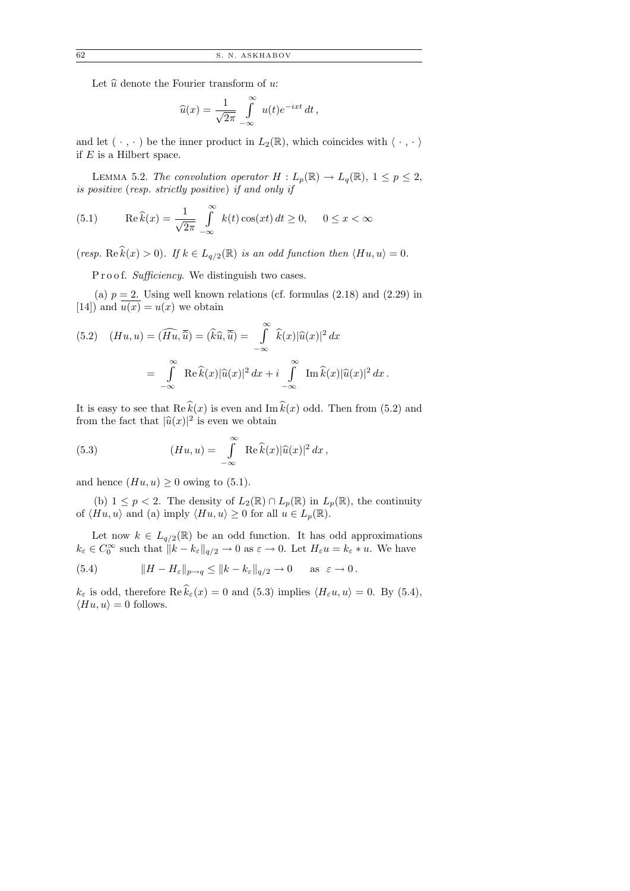Let $\widehat{u}$ denote the Fourier transform of $u$:

$$\widehat{u}(x) = \frac{1}{\sqrt{2\pi}} \int\limits_{-\infty}^{\infty} u(t) e^{-ixt}\, dt\,,$$

and let $(\,\cdot\,,\,\cdot\,)$ be the inner product in $L_2(\mathbb{R})$, which coincides with $\langle\,\cdot\,,\,\cdot\,\rangle$ if $E$ is a Hilbert space.

LEMMA 5.2. *The convolution operator* $H : L_p(\mathbb{R}) \to L_q(\mathbb{R})$, $1 \le p \le 2$, *is positive* (*resp. strictly positive*) *if and only if*

$$\operatorname{Re} \widehat{k}(x) = \frac{1}{\sqrt{2\pi}} \int\limits_{-\infty}^{\infty} k(t) \cos(xt)\, dt \ge 0, \qquad 0 \le x < \infty \tag{5.1}$$

(*resp.* $\operatorname{Re} \widehat{k}(x) > 0$). *If* $k \in L_{q/2}(\mathbb{R})$ *is an odd function then* $\langle Hu, u\rangle = 0$.

Proof. *Sufficiency*. We distinguish two cases.

(a) $p = 2$. Using well known relations (cf. formulas (2.18) and (2.29) in [14]) and $\overline{u(x)} = u(x)$ we obtain

$$\begin{aligned}(Hu, u) = (\widehat{Hu}, \overline{\widehat{\overline{u}}}) = (\widehat{k}\widehat{u}, \overline{\widehat{\overline{u}}}) &= \int\limits_{-\infty}^{\infty} \widehat{k}(x) |\widehat{u}(x)|^2\, dx \\ &= \int\limits_{-\infty}^{\infty} \operatorname{Re} \widehat{k}(x) |\widehat{u}(x)|^2\, dx + i \int\limits_{-\infty}^{\infty} \operatorname{Im} \widehat{k}(x) |\widehat{u}(x)|^2\, dx\,.\end{aligned} \tag{5.2}$$

It is easy to see that $\operatorname{Re} \widehat{k}(x)$ is even and $\operatorname{Im} \widehat{k}(x)$ odd. Then from (5.2) and from the fact that $|\widehat{u}(x)|^2$ is even we obtain

$$(Hu, u) = \int\limits_{-\infty}^{\infty} \operatorname{Re} \widehat{k}(x) |\widehat{u}(x)|^2\, dx\,, \tag{5.3}$$

and hence $(Hu, u) \ge 0$ owing to (5.1).

(b) $1 \le p < 2$. The density of $L_2(\mathbb{R}) \cap L_p(\mathbb{R})$ in $L_p(\mathbb{R})$, the continuity of $\langle Hu, u\rangle$ and (a) imply $\langle Hu, u\rangle \ge 0$ for all $u \in L_p(\mathbb{R})$.

Let now $k \in L_{q/2}(\mathbb{R})$ be an odd function. It has odd approximations $k_\varepsilon \in C_0^\infty$ such that $\|k - k_\varepsilon\|_{q/2} \to 0$ as $\varepsilon \to 0$. Let $H_\varepsilon u = k_\varepsilon * u$. We have

$$\|H - H_\varepsilon\|_{p\to q} \le \|k - k_\varepsilon\|_{q/2} \to 0 \qquad \text{as } \ \varepsilon \to 0\,. \tag{5.4}$$

$k_\varepsilon$ is odd, therefore $\operatorname{Re} \widehat{k}_\varepsilon(x) = 0$ and (5.3) implies $\langle H_\varepsilon u, u\rangle = 0$. By (5.4), $\langle Hu, u\rangle = 0$ follows.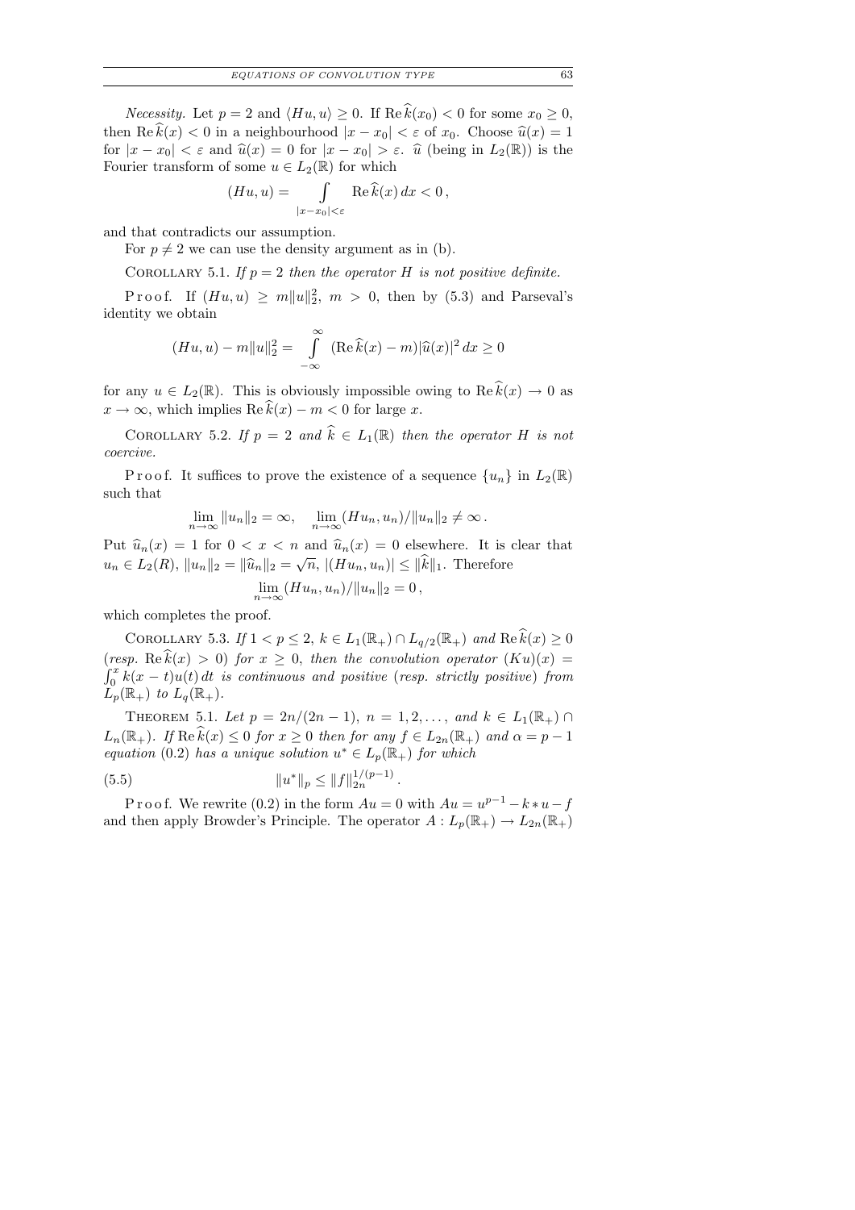*Necessity.* Let $p = 2$ and $\langle Hu, u\rangle \geq 0$. If $\operatorname{Re}\widehat{k}(x_0) < 0$ for some $x_0 \geq 0$, then $\operatorname{Re}\widehat{k}(x) < 0$ in a neighbourhood $|x - x_0| < \varepsilon$ of $x_0$. Choose $\widehat{u}(x) = 1$ for $|x - x_0| < \varepsilon$ and $\widehat{u}(x) = 0$ for $|x - x_0| > \varepsilon$. $\widehat{u}$ (being in $L_2(\mathbb{R})$) is the Fourier transform of some $u \in L_2(\mathbb{R})$ for which

$$(Hu, u) = \int\limits_{|x-x_0|<\varepsilon} \operatorname{Re}\widehat{k}(x)\,dx < 0\,,$$

and that contradicts our assumption.

For $p \neq 2$ we can use the density argument as in (b).

COROLLARY 5.1. *If $p = 2$ then the operator $H$ is not positive definite.*

Proof. If $(Hu, u) \geq m\|u\|_2^2$, $m > 0$, then by (5.3) and Parseval's identity we obtain

$$(Hu, u) - m\|u\|_2^2 = \int\limits_{-\infty}^{\infty} (\operatorname{Re}\widehat{k}(x) - m)|\widehat{u}(x)|^2\,dx \geq 0$$

for any $u \in L_2(\mathbb{R})$. This is obviously impossible owing to $\operatorname{Re}\widehat{k}(x) \to 0$ as $x \to \infty$, which implies $\operatorname{Re}\widehat{k}(x) - m < 0$ for large $x$.

COROLLARY 5.2. *If $p = 2$ and $\widehat{k} \in L_1(\mathbb{R})$ then the operator $H$ is not coercive.*

Proof. It suffices to prove the existence of a sequence $\{u_n\}$ in $L_2(\mathbb{R})$ such that

$$\lim_{n\to\infty} \|u_n\|_2 = \infty, \quad \lim_{n\to\infty} (Hu_n, u_n)/\|u_n\|_2 \neq \infty\,.$$

Put $\widehat{u}_n(x) = 1$ for $0 < x < n$ and $\widehat{u}_n(x) = 0$ elsewhere. It is clear that $u_n \in L_2(R)$, $\|u_n\|_2 = \|\widehat{u}_n\|_2 = \sqrt{n}$, $|(Hu_n, u_n)| \leq \|\widehat{k}\|_1$. Therefore

$$\lim_{n\to\infty} (Hu_n, u_n)/\|u_n\|_2 = 0\,,$$

which completes the proof.

COROLLARY 5.3. *If $1 < p \leq 2$, $k \in L_1(\mathbb{R}_+) \cap L_{q/2}(\mathbb{R}_+)$ and $\operatorname{Re}\widehat{k}(x) \geq 0$* (*resp.* $\operatorname{Re}\widehat{k}(x) > 0$) *for $x \geq 0$, then the convolution operator $(Ku)(x) = \int_0^x k(x - t)u(t)\,dt$ is continuous and positive* (*resp. strictly positive*) *from $L_p(\mathbb{R}_+)$ to $L_q(\mathbb{R}_+)$.*

THEOREM 5.1. *Let $p = 2n/(2n - 1)$, $n = 1, 2, \ldots,$ and $k \in L_1(\mathbb{R}_+) \cap L_n(\mathbb{R}_+)$. If $\operatorname{Re}\widehat{k}(x) \leq 0$ for $x \geq 0$ then for any $f \in L_{2n}(\mathbb{R}_+)$ and $\alpha = p - 1$ equation* (0.2) *has a unique solution $u^* \in L_p(\mathbb{R}_+)$ for which*

$$\|u^*\|_p \leq \|f\|_{2n}^{1/(p-1)}\,. \tag{5.5}$$

Proof. We rewrite (0.2) in the form $Au = 0$ with $Au = u^{p-1} - k * u - f$ and then apply Browder's Principle. The operator $A : L_p(\mathbb{R}_+) \to L_{2n}(\mathbb{R}_+)$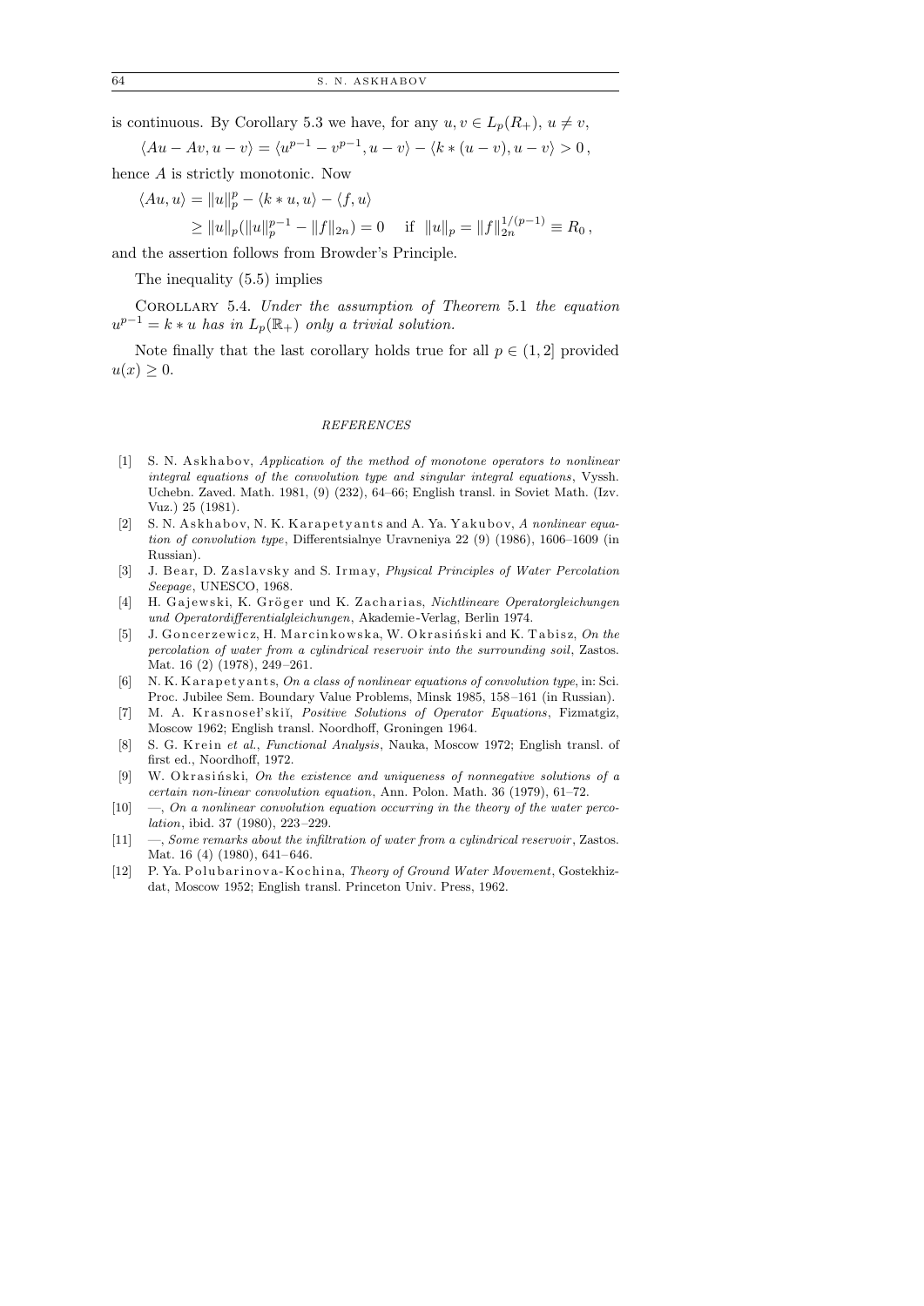is continuous. By Corollary 5.3 we have, for any $u, v \in L_p(R_+)$, $u \neq v$,

$$\langle Au - Av, u - v\rangle = \langle u^{p-1} - v^{p-1}, u - v\rangle - \langle k * (u - v), u - v\rangle > 0\,,$$

hence $A$ is strictly monotonic. Now

$$\begin{aligned}\langle Au, u\rangle &= \|u\|_p^p - \langle k * u, u\rangle - \langle f, u\rangle \\ &\geq \|u\|_p(\|u\|_p^{p-1} - \|f\|_{2n}) = 0 \quad \text{if } \ \|u\|_p = \|f\|_{2n}^{1/(p-1)} \equiv R_0\,,\end{aligned}$$

and the assertion follows from Browder's Principle.

The inequality (5.5) implies

Corollary 5.4. *Under the assumption of Theorem* 5.1 *the equation* $u^{p-1} = k * u$ *has in* $L_p(\mathbb{R}_+)$ *only a trivial solution.*

Note finally that the last corollary holds true for all $p \in (1, 2]$ provided $u(x) \geq 0$.

## REFERENCES

[1] S. N. Askhabov, *Application of the method of monotone operators to nonlinear integral equations of the convolution type and singular integral equations*, Vyssh. Uchebn. Zaved. Math. 1981, (9) (232), 64–66; English transl. in Soviet Math. (Izv. Vuz.) 25 (1981).

[2] S. N. Askhabov, N. K. Karapetyants and A. Ya. Yakubov, *A nonlinear equation of convolution type*, Differentsialnye Uravneniya 22 (9) (1986), 1606–1609 (in Russian).

[3] J. Bear, D. Zaslavsky and S. Irmay, *Physical Principles of Water Percolation Seepage*, UNESCO, 1968.

[4] H. Gajewski, K. Gröger und K. Zacharias, *Nichtlineare Operatorgleichungen und Operatordifferentialgleichungen*, Akademie-Verlag, Berlin 1974.

[5] J. Goncerzewicz, H. Marcinkowska, W. Okrasiński and K. Tabisz, *On the percolation of water from a cylindrical reservoir into the surrounding soil*, Zastos. Mat. 16 (2) (1978), 249–261.

[6] N. K. Karapetyants, *On a class of nonlinear equations of convolution type*, in: Sci. Proc. Jubilee Sem. Boundary Value Problems, Minsk 1985, 158–161 (in Russian).

[7] M. A. Krasnosel'skiĭ, *Positive Solutions of Operator Equations*, Fizmatgiz, Moscow 1962; English transl. Noordhoff, Groningen 1964.

[8] S. G. Krein *et al.*, *Functional Analysis*, Nauka, Moscow 1972; English transl. of first ed., Noordhoff, 1972.

[9] W. Okrasiński, *On the existence and uniqueness of nonnegative solutions of a certain non-linear convolution equation*, Ann. Polon. Math. 36 (1979), 61–72.

[10] —, *On a nonlinear convolution equation occurring in the theory of the water percolation*, ibid. 37 (1980), 223–229.

[11] —, *Some remarks about the infiltration of water from a cylindrical reservoir*, Zastos. Mat. 16 (4) (1980), 641–646.

[12] P. Ya. Polubarinova-Kochina, *Theory of Ground Water Movement*, Gostekhizdat, Moscow 1952; English transl. Princeton Univ. Press, 1962.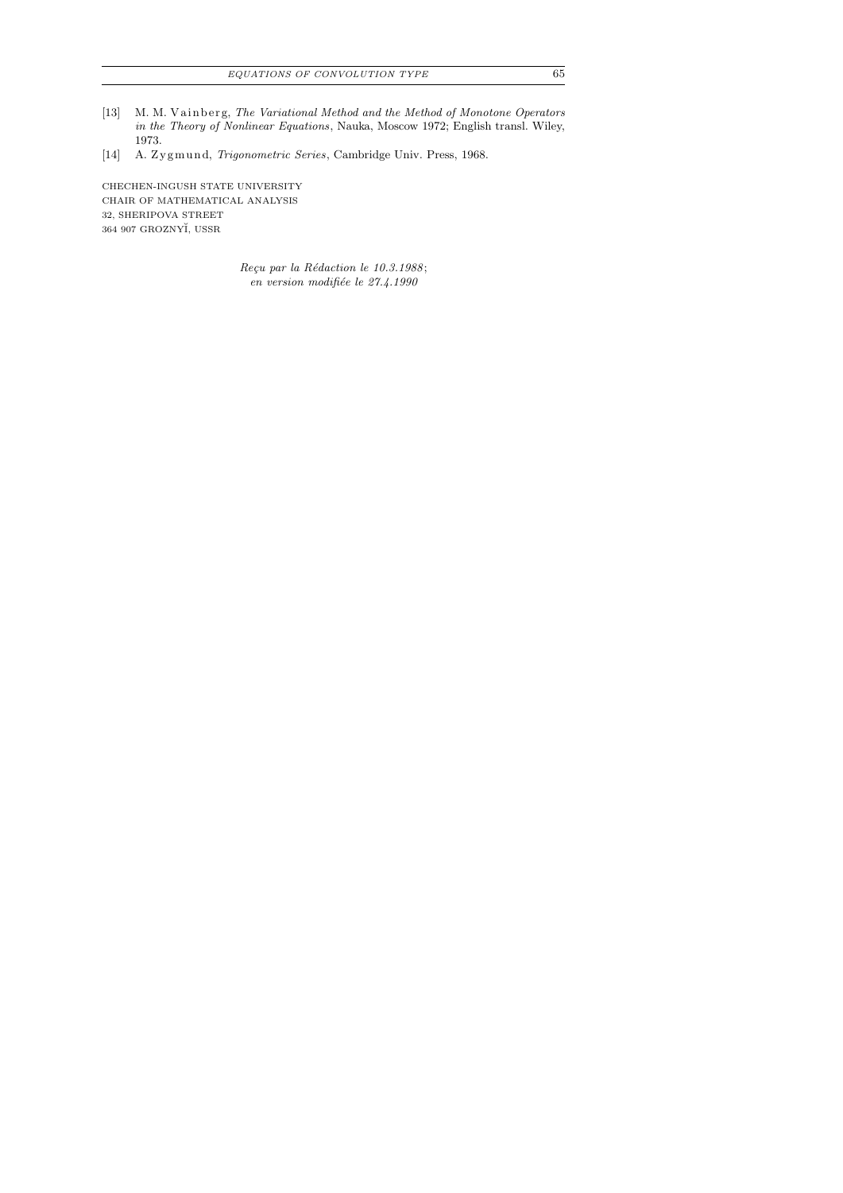[13] M. M. Vainberg, *The Variational Method and the Method of Monotone Operators in the Theory of Nonlinear Equations*, Nauka, Moscow 1972; English transl. Wiley, 1973.

[14] A. Zygmund, *Trigonometric Series*, Cambridge Univ. Press, 1968.

CHECHEN-INGUSH STATE UNIVERSITY
CHAIR OF MATHEMATICAL ANALYSIS
32, SHERIPOVA STREET
364 907 GROZNYĬ, USSR

*Reçu par la Rédaction le 10.3.1988;*
*en version modifiée le 27.4.1990*